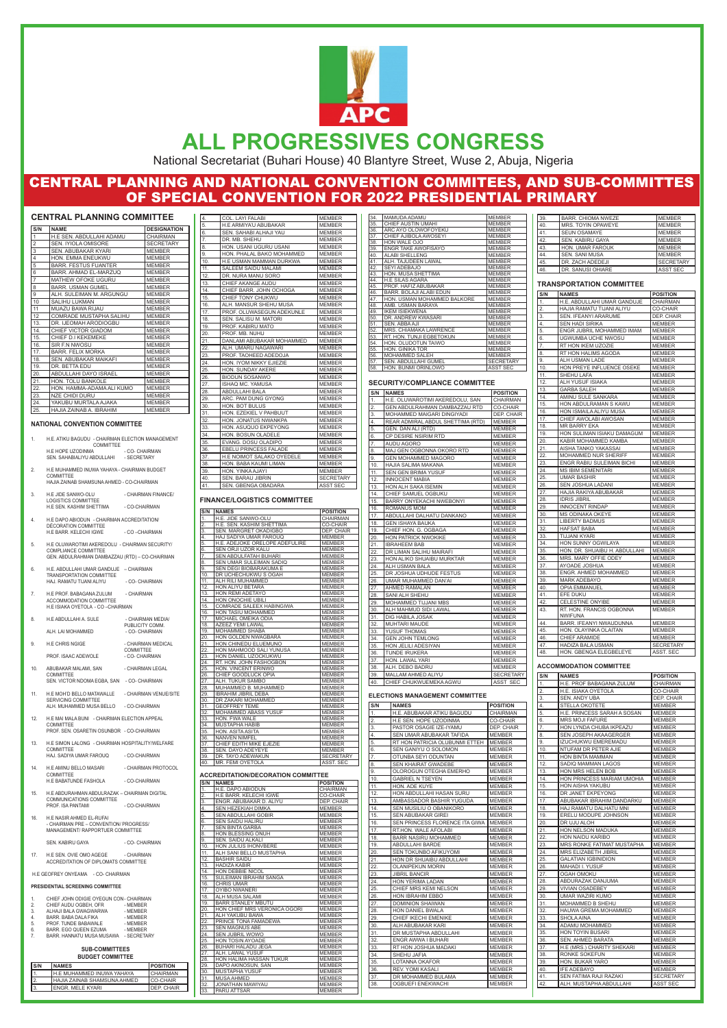# ALL PROGRESSIVES CONGRESS

National Secretariat (Buhari House) 40 Blantyre Street, Wuse 2, Abuja, Nigeria

## CENTRAL PLANNING AND NATIONAL CONVENTION COMMITTEES, AND SUB-COMMITTES OF SPECIAL CONVENTION FOR 2022 PRESIDENTIAL PRIMARY

### CENTRAL PLANNING COMMITTEE

| S/N | NAME | DESIGNATION |
|---|---|---|
| 1 | H.E SEN. ABDULLAHI ADAMU | CHAIRMAN |
| 2 | SEN. IYIOLA OMISORE | SECRETARY |
| 3 | SEN. ABUBAKAR KYARI | MEMBER |
| 4 | HON. EMMA ENEUKWU | MEMBER |
| 5 | BARR. FESTUS FUANTER | MEMBER |
| 6 | BARR. AHMAD EL-MARZUQ | MEMBER |
| 7 | MATHEW OFOKE UGURU | MEMBER |
| 8 | BARR. USMAN GUMEL | MEMBER |
| 9 | ALH. SULEIMAN M. ARGUNGU | MEMBER |
| 10 | SALIHU LUKMAN | MEMBER |
| 11 | MUAZU BAWA RIJAU | MEMBER |
| 12 | COMRADE MUSTAPHA SALIHU | MEMBER |
| 13. | DR. IJEOMAH ARODIOGBU | MEMBER |
| 14. | CHIEF VICTOR GIADOM | MEMBER |
| 15. | CHIEF D.I KEKEMEKE | MEMBER |
| 16. | SIR F.N NWOSU | MEMBER |
| 17. | BARR. FELIX MORKA | MEMBER |
| 18. | SEN. ABUBAKAR MAIKAFI | MEMBER |
| 19. | DR. BETTA EDU | MEMBER |
| 20. | ABDULLAHI DAYO ISRAEL | MEMBER |
| 21. | HON. TOLU BANKOLE | MEMBER |
| 22. | HON. HAMMA-ADAMA ALI KUMO | MEMBER |
| 23. | NZE CHIDI DURU | MEMBER |
| 24. | YAKUBU MURTALA AJAKA | MEMBER |
| 25. | HAJIA ZAINAB A. IBRAHIM | MEMBER |

### NATIONAL CONVENTION COMMITTEE

1. H.E. ATIKU BAGUDU - CHAIRMAN ELECTION MANAGEMENT COMMITTEE
   H.E HOPE UZODINMA - CO- CHAIRMAN
   SEN. SAHABIALIYU ABDULLAHI - SECRETARY
2. H.E MUHAMMED INUWA YAHAYA - CHAIRMAN BUDGET COMMITTEE
   HAJIA ZAINAB SHAMSUNA AHMED - CO-CHAIRMAN
3. H.E JIDE SANWO-OLU - CHAIRMAN FINANCE/ LOGISTICS COMMITTEE
   H.E SEN. KASHIM SHETTIMA - CO-CHAIRMAN
4. H.E DAPO ABIODUN - CHAIRMAN ACCREDITATION/ DECORATION COMMITTEE
   H.E BARR. KELECHI IGWE - CO –CHAIRMAN
5. H.E OLUWAROTIMI AKEREDOLU - CHAIRMAN SECURITY/ COMPLIANCE COMMITTEE
   GEN. ABDULRAHMAN DAMBAZZAU (RTD) – CO-CHAIRMAN
6. H.E. ABDULLAHI UMAR GANDUJE - CHAIRMAN TRANSPORTATION COMMITTEE
   HAJ. RAMATU TIJANI ALIYU - CO- CHAIRMAN
7. H.E PROF. BABAGANA ZULUM - CHAIRMAN ACCOMMODATION COMMITTEE
   H.E ISIAKA OYETOLA - CO –CHAIRMAN
8. H.E ABDULLAHI A. SULE - CHAIRMAN MEDIA/ PUBLICITY COMM.
   ALH. LAI MOHAMMED - CO- CHAIRMAN
9. H.E CHRIS NGIGE - CHAIRMAN MEDICAL COMMITTEE
   PROF. ISAAC ADEWOLE - CO- CHAIRMAN
10. ABUBAKAR MALAMI, SAN - CHAIRMAN LEGAL COMMITTEE
    SEN. VICTOR NDOMA EGBA, SAN - CO- CHAIRMAN
11. H.E MOH'D BELLO MATAWALLE - CHAIRMAN VENUE/SITE SERVICING COMMITTEE
    ALH. MUHAMMED MUSA BELLO - CO-CHAIRMAN
12. H.E MAI MALA BUNI - CHAIRMAN ELECTION APPEAL COMMITTEE
    PROF. SEN. OSARETIN OSUNBOR - CO-CHAIRMAN
13. H.E SIMON LALONG - CHAIRMAN HOSPITALITY/WELFARE COMMITTEE
    HAJ. SADIYA UMAR FAROUQ - CO-CHAIRMAN
14. H.E AMINU BELLO MASARI - CHAIRMAN PROTOCOL COMMITTEE
    H.E BABATUNDE FASHOLA - CO-CHAIRMAN
15. H.E ABDURAHMAN ABDULRAZAK – CHAIRMAN DIGITAL COMMUNICATIONS COMMITTEE
    PROF. ISA PANTAMI - CO-CHAIRMAN
16. H.E NASIR AHMED EL-RUFAI - CHAIRMAN PRE – CONVENTION/ PROGRESS/ MANAGEMENT/ RAPPORTUER COMMITTEE
    SEN. KABIRU GAYA - CO- CHAIRMAN
17. H.E SEN. OVIE OMO AGEGE - CHAIRMAN ACCREDITATION OF DIPLOMATS COMMITTEE
    H.E GEOFREY ONYEAMA - CO- CHAIRMAN

### PRESIDENTIAL SCREENING COMMITTEE

1. CHIEF JOHN ODIGIE OYEGUN CON - CHAIRMAN
2. CHIEF AUDU OGBEH, OFR - MEMBER
3. ALHAJI BALA GWAGWARWA - MEMBER
4. BARR. BABA DALA FIKA - MEMBER
5. PROF. TUNDE BABAWALE - MEMBER
6. BARR. EGO QUEEN EZUMA - MEMBER
7. BARR. HANNATU MUSA MUSAWA - SECRETARY

### SUB-COMMITTEES

### BUDGET COMMITTEE

| S/N | NAMES | POSITION |
|---|---|---|
| 1. | H.E MUHAMMED INUWA YAHAYA | CHAIRMAN |
| 2. | HAJIA ZAINAB SHAMSUNA AHMED | CO-CHAIR |
| 3. | ENGR. MELE KYARI | DEP. CHAIR |
| 4. | COL. LAYI FALABI | MEMBER |
| 5. | H.E ARMIYA'U ABUBAKAR | MEMBER |
| 6. | SEN. SAHABI ALIYU YAU | MEMBER |
| 7. | DR. MB. SHEHU | MEMBER |
| 8. | HON. USANI UGURU USANI | MEMBER |
| 9. | HON. PHALAL BAKO MOHAMMED | MEMBER |
| 10. | H.E USMAN MAMMAN DURKWA | MEMBER |
| 11. | SALEEM SAIDU MALAMI | MEMBER |
| 12. | DR. NURA MANU SORO | MEMBER |
| 13. | CHIEF AKANGE AUDU | MEMBER |
| 14. | CHIEF BARR. JOHN OCHOGA | MEMBER |
| 15. | CHIEF TONY CHUKWU | MEMBER |
| 16. | ALH. MANSUR SHEHU MUSA | MEMBER |
| 17. | PROF. OLUWASEGUN ADEKUNLE | MEMBER |
| 18. | SEN. SALISU M. MATORI | MEMBER |
| 19. | PROF. KABIRU MATO | MEMBER |
| 20. | PROF. MB. NUHU | MEMBER |
| 21. | DANLAMI ABUBAKAR MOHAMMED | MEMBER |
| 22. | ALH. UMARU NAGAWARI | MEMBER |
| 23. | PROF. TAOHEED ADEDOJA | MEMBER |
| 24. | HON. IYOM NIKKY EJIEZIE | MEMBER |
| 25. | HON. SUNDAY AKERE | MEMBER |
| 26. | BIODUN SOSANWO | MEMBER |
| 27. | ISHAQ MC. YAMUSA | MEMBER |
| 28. | ABDULLAHI BALA | MEMBER |
| 29. | ARC. PAM DUNG GYONG | MEMBER |
| 30. | HON. BOT BULUS | MEMBER |
| 31. | HON. EZEKIEL V PAHBUUT | MEMBER |
| 32. | HON. JONATUS NWANKPA | MEMBER |
| 33. | HON. ASUQUO EKPEYONG | MEMBER |
| 34. | HON. BOSUN OLADELE | MEMBER |
| 35. | EVANG. DOSU OLADIPO | MEMBER |
| 36. | EBELU PRINCESS FALADE | MEMBER |
| 37. | H.E NOIMOT SALAKO OYEDELE | MEMBER |
| 38. | HON. BABA KAUMI LIMAN | MEMBER |
| 39. | HON. YINKA AJAYI | MEMBER |
| 40. | SEN. BARAU JIBRIN | SECRETARY |
| 41. | SEN. GBENGA OBADARA | ASST SEC |

### FINANCE/LOGISTICS COMMITTEE

| S/N | NAMES | POSITION |
|---|---|---|
| 1. | H.E. JIDE SANWO-OLU | CHAIRMAN |
| 2. | H.E. SEN. KASHIM SHETTIMA | CO-CHAIR |
| 3. | SEN. MARGRET OKADIGBO | DEP. CHAIR |
| 4. | HAJ SADIYA UMAR FAROUQ | MEMBER |
| 5. | H.E. ADEJOKE ORELOPE ADEFULIRE | MEMBER |
| 6. | SEN ORJI UZOR KALU | MEMBER |
| 7. | SEN ABDULFATAH BUHARI | MEMBER |
| 8. | SEN UMAR SULEIMAN SADIQ | MEMBER |
| 9. | SEN DEGI BIOBARAKUMA E | MEMBER |
| 10. | DR UCHECHUKWU S OGAH | MEMBER |
| 11. | ALH RILI MUHAMMED | MEMBER |
| 12. | HON ALIYU BETARA | MEMBER |
| 13. | HON REMI ADETAYO | MEMBER |
| 14. | HON ONOCHIE UBILI | MEMBER |
| 15. | COMRADE SALEEX HABINGIWA | MEMBER |
| 16. | HON TASIU MOHAMMED | MEMBER |
| 17. | MICHAEL OMEIKA ODIA | MEMBER |
| 18. | AZEEZ YEMI LAWAL | MEMBER |
| 19. | MOHAMMED SHABA | MEMBER |
| 20. | HON GOLDEN NWAGBARA | MEMBER |
| 21. | HON CHINEDU ELUEMUNO | MEMBER |
| 22. | HON MAHMOOD SALI YUNUSA | MEMBER |
| 23. | HON DANIEL UZOCKUKWU | MEMBER |
| 24. | RT. HON. JOHN FASHOGBON | MEMBER |
| 25. | HON. VINCENT ERINWO | MEMBER |
| 26. | CHIEF GOODLUCK OPIA | MEMBER |
| 27. | ALH. TUKUR SAMBO | MEMBER |
| 28. | MUHAMMED B. MUHAMMED | MEMBER |
| 29. | IBRAHIM JIBRIL DEBA | MEMBER |
| 30. | DR ZAKARI MOHAMMED | MEMBER |
| 31. | GEOFFREY TEME | MEMBER |
| 32. | MOHAMMED ABASS YUSUF | MEMBER |
| 33. | HON. FWA WALE | MEMBER |
| 34. | MUSTAPHA HABIB | MEMBER |
| 35. | HON. ASITA ASITA | MEMBER |
| 36. | NANVEN NIMFEL | MEMBER |
| 37. | CHIEF EDITH MIKE EJEZIE | MEMBER |
| 38. | SEN. DAYO ADEYEYE | MEMBER |
| 39. | DR. TAYO ADEWUNKUN | SECRETARY |
| 40. | MR. FEMI OYETOLA | ASST. SEC |

### ACCREDITATION/DECORATION COMMITTEE

| S/N | NAMES | POSITION |
|---|---|---|
| 1. | H.E. DAPO ABIODUN | CHAIRMAN |
| 2. | H.E BARR. KELECHI IGWE | CO-CHAIR |
| 3. | ENGR. ABUBAKAR D. ALIYU | DEP. CHAIR |
| 4. | SEN HEZEKIAH DIMKA | MEMBER |
| 5. | SEN ABDULLAHI GOBIR | MEMBER |
| 6. | SEN SAIDU HALIRU | MEMBER |
| 7. | SEN BINTA GARBA | MEMBER |
| 8. | HON BLESSING ONUH | MEMBER |
| 9. | SEN. SAIDU ALKALI | MEMBER |
| 10. | HON JULIUS IHONVBERE | MEMBER |
| 11. | ALH SANI BELLO MUSTAPHA | MEMBER |
| 12. | BASHIR SAIDU | MEMBER |
| 13. | HADIZA KABIR | MEMBER |
| 14. | HON DEBBIE NICOL | MEMBER |
| 15. | SULEIMAN IBRAHIM SANGA | MEMBER |
| 16. | CHRIS UMAR | MEMBER |
| 17. | OYIBO NWANERI | MEMBER |
| 18. | ALH MUSA SALAMI | MEMBER |
| 19. | BARR STANLEY MBUTU | MEMBER |
| 20. | HON CHIEF MRS VERONICA OGORI | MEMBER |
| 21. | ALH YAKUBU BAWA | MEMBER |
| 22. | PRINCE TONA FAMADEWA | MEMBER |
| 23. | SEN MAGNUS ABE | MEMBER |
| 24. | SEN JUBRIL WOWO | MEMBER |
| 25. | HON TOSIN AYOADE | MEMBER |
| 26. | BUHARI HALADU JEGA | MEMBER |
| 27. | ALH. LAWAL YUSUF | MEMBER |
| 28. | HON HALIMA HASSAN TUKUR | MEMBER |
| 29. | DAPO AKINOSUN, SAN | MEMBER |
| 30. | MUSTAPHA YUSUF | MEMBER |
| 31. | MUSA AHMED | MEMBER |
| 32. | JONATHAN MAWIYAU | MEMBER |
| 33. | PARU ATTSAR | MEMBER |
| 34. | MAMUDA ADAMU | MEMBER |
| 35. | CHIEF AUSTIN UMAHI | MEMBER |
| 36. | ARC AYO OLOWOFOYEKU | MEMBER |
| 37. | CHIEF AJIBOLA AWOSEYI | MEMBER |
| 38. | HON WALE OJO | MEMBER |
| 39. | ENGR TAKE AWOFISAYO | MEMBER |
| 40. | ALABI SHELLENG | MEMBER |
| 41. | ALH. TAJUDEEN LAWAL | MEMBER |
| 42. | SEYI ADEBAJO | MEMBER |
| 43. | HON. MUSA SHETTIMA | MEMBER |
| 44. | H.E SILAS AGARA | MEMBER |
| 45. | PROF. HAFIZ ABUBAKAR | MEMBER |
| 46. | BARR. BOLAJI ALABI EDUN | MEMBER |
| 47. | HON. USMAN MOHAMMED BALKORE | MEMBER |
| 48. | AMB. USMAN BARAYA | MEMBER |
| 49. | IKEM ISIEKWENA | MEMBER |
| 50. | DR. ANDREW KWASARI | MEMBER |
| 51. | SEN. ABBA AJI | MEMBER |
| 52. | MRS. CHIAMAKA LAWRENCE | MEMBER |
| 53. | RT. HON. TUNJI EGBETOKUN | MEMBER |
| 54. | HON. OLUDOTUN TAIWO | MEMBER |
| 55. | HON. GINIKA TOR | MEMBER |
| 56. | MOHAMMED SALEH | MEMBER |
| 57. | SEN. ABDULLAHI GUMEL | SECRETARY |
| 58. | HON. BUNMI ORINLOWO | ASST SEC |

### SECURITY/COMPLIANCE COMMITTEE

| S/N | NAMES | POSITION |
|---|---|---|
| 1. | H.E. OLUWAROTIMI AKEREDOLU, SAN | CHAIRMAN |
| 2. | GEN ABDULRAHMAN DAMBAZZAU RTD | CO-CHAIR |
| 3. | MOHAMMED MAIGARI DINGIYADI | DEP. CHAIR |
| 4. | REAR ADMIRAL ABDUL SHETTIMA (RTD) | MEMBER |
| 5. | GEN. DAN ALI (RTD) | MEMBER |
| 6. | CP DESIRE NSIRIM RTD | MEMBER |
| 7. | AUDU AGORO | MEMBER |
| 8. | MAJ GEN OGBONNA OKORO RTD | MEMBER |
| 9. | GEN MOHAMMED MAGORO | MEMBER |
| 10. | HAJIA SALIMA MAKANA | MEMBER |
| 11. | SEN GEN BRIMA YUSUF | MEMBER |
| 12. | INNOCENT MABIA | MEMBER |
| 13. | HON ALH SAKA ISEMIN | MEMBER |
| 14. | CHIEF SAMUEL OGBUKU | MEMBER |
| 15. | BARRY ONYEKACHI NWEBONYI | MEMBER |
| 16. | ROMANUS MOM | MEMBER |
| 17. | ABDULLAHI DALHATU DANKANO | MEMBER |
| 18. | GEN ISHAYA BAUKA | MEMBER |
| 19. | CHIEF HON. G. OGBAGA | MEMBER |
| 20. | HON PATRICK NWOKIKE | MEMBER |
| 21. | IBRAHEEM BAB | MEMBER |
| 22. | DR LIMAN SALIHU MAIRAFI | MEMBER |
| 23. | HON ALIKO SHUAIBU MURKTAR | MEMBER |
| 24. | ALH USMAN BALA | MEMBER |
| 25. | DR JOSHUA UDHUDE FESTUS | MEMBER |
| 26. | UMAR MUHAMMED DAN'AI | MEMBER |
| 27. | AHMED RAMALAN | MEMBER |
| 28. | SANI ALH SHEHU | MEMBER |
| 29. | MOHAMMED TIJJANI MBS | MEMBER |
| 30. | ALH MAHMUD SIDI LAWAL | MEMBER |
| 31. | DIG HABILA JOSAK | MEMBER |
| 32. | MUHTARI MAUDE | MEMBER |
| 33. | YUSUF THOMAS | MEMBER |
| 34. | GEN JOHN TEMLONG | MEMBER |
| 35. | HON JELILI ADESIYAN | MEMBER |
| 36. | TUNDE IRUKERA | MEMBER |
| 37. | HON. LAWAL YARI | MEMBER |
| 38. | ALH. DEBO BADRU | MEMBER |
| 39. | MALLAM AHMED ALIYU | SECRETARY |
| 40. | CHIEF CHUKWUEMEKA AGWU | ASST SEC |

### ELECTIONS MANAGEMENT COMMITTEE

| S/N | NAMES | POSITION |
|---|---|---|
| 1. | H.E. ABUBAKAR ATIKU BAGUDU | CHAIRMAN |
| 2. | H.E SEN. HOPE UZODINMA | CO-CHAIR |
| 3. | PASTOR OSAGIE IZE-IYAMU | DEP. CHAIR |
| 4. | SEN UMAR ABUBAKAR TAFIDA | MEMBER |
| 5. | RT HON PATRICIA OLUBUNMI ETTEH | MEMBER |
| 6. | SEN GANIYU O SOLOMON | MEMBER |
| 7. | OTUNBA SEYI ODUNTAN | MEMBER |
| 8. | SEN KHAIRAT GWADEBE | MEMBER |
| 9. | OLOROGUN OTEGHA EMERHO | MEMBER |
| 10. | GABRIEL N TSEYEN | MEMBER |
| 11. | HON. ADE KUYE | MEMBER |
| 12. | HON ABDULLAHI HASAN SURU | MEMBER |
| 13. | AMBASSADOR BASHIR YUGUDA | MEMBER |
| 14. | SEN MUSILIU O OBANIKORO | MEMBER |
| 15. | SEN ABUBAKAR GIREI | MEMBER |
| 16. | SEN PRINCESS FLORENCE ITA GIWA | MEMBER |
| 17. | RT.HON. WALE AFOLABI | MEMBER |
| 18. | BARR NASIRU MOHAMMED | MEMBER |
| 19. | ABDULLAHI BARDE | MEMBER |
| 20. | SEN TOKUNBO AFIKUYOMI | MEMBER |
| 21. | HON DR SHUAIBU ABDULLAHI | MEMBER |
| 22. | OLANIPEKUN MORIN | MEMBER |
| 23. | JIBRIL BANCIR | MEMBER |
| 24. | HON YERIMA LADAN | MEMBER |
| 25. | CHIEF MRS KEMI NELSON | MEMBER |
| 26. | HON IBRAHIM EBBO | MEMBER |
| 27. | DOMINION SHAIWAN | MEMBER |
| 28. | HON DANIEL BWALA | MEMBER |
| 29. | CHIEF IKECHI EMENIKE | MEMBER |
| 30. | ALH ABUBAKAR KARI | MEMBER |
| 31. | DR MUSTAPHA ABDULLAHI | MEMBER |
| 32. | ENGR AWWA I BUHARI | MEMBER |
| 33. | RT HON JOSHUA MADAKI | MEMBER |
| 34. | SHEHU JAFIA | MEMBER |
| 35. | LOTANNA OKAFOR | MEMBER |
| 36. | REV. YOMI KASALI | MEMBER |
| 37. | DR MOHAMMED BULAMA | MEMBER |
| 38. | OGBUEFI ENEKWACHI | MEMBER |
| 39. | BARR. CHIOMA NWEZE | MEMBER |
| 40. | MRS. TOYIN OPAWEYE | MEMBER |
| 41. | SEUN OSAMAYE | MEMBER |
| 42. | SEN. KABIRU GAYA | MEMBER |
| 43. | HON. UMAR FAROUK | MEMBER |
| 44. | SEN. SANI MUSA | MEMBER |
| 45. | DR. ZACH ADEDEJI | SECRETARY |
| 46. | DR. SANUSI OHIARE | ASST SEC |

### TRANSPORTATION COMMITTEE

| S/N | NAMES | POSITION |
|---|---|---|
| 1. | H.E. ABDULLAHI UMAR GANDUJE | CHAIRMAN |
| 2. | HAJIA RAMATU TIJANI ALIYU | CO-CHAIR |
| 3. | SEN. IFEANYI ARARUME | DEP. CHAIR |
| 4. | SEN HADI SIRIKA | MEMBER |
| 5. | ENGR JUBRIL MOHAMMED IMAM | MEMBER |
| 6. | UGWUMBA UCHE NWOSU | MEMBER |
| 7. | RT HON IKEM UZOZIE | MEMBER |
| 8. | RT HON HALIMS AGODA | MEMBER |
| 9. | ALH USMAN LADE | MEMBER |
| 10. | HON PREYE INFLUENCE OSEKE | MEMBER |
| 11. | SHEHU LAFA | MEMBER |
| 12. | ALH YUSUF ISIAKA | MEMBER |
| 13. | GARBA SALEH | MEMBER |
| 14. | AMINU SULE SANKARA | MEMBER |
| 15. | HON ABDULRAMAN S KAWU | MEMBER |
| 16. | HON ISMAILA ALIYU MUSA | MEMBER |
| 17. | CHIEF AWOLABI AWOSAN | MEMBER |
| 18. | MR BARRY EKA | MEMBER |
| 19. | HON SULIMAN ISIAKU DAMAGUM | MEMBER |
| 20. | KABIR MOHAMMED KAMBA | MEMBER |
| 21. | AISHA TANKO YAKASSAI | MEMBER |
| 22. | MOHAMMED NUR SHERIFF | MEMBER |
| 23. | ENGR RABIU SULEIMAN BICHI | MEMBER |
| 24. | MS IBIM SEMENITARI | MEMBER |
| 25. | UMAR BASHIR | MEMBER |
| 26. | SEN JOSHUA LADANI | MEMBER |
| 27. | HAJIA RAKIYA ABUBAKAR | MEMBER |
| 28. | IDRIS JIBRIL | MEMBER |
| 29. | INNOCENT RINDAP | MEMBER |
| 30. | MS ODINAKA OKEYE | MEMBER |
| 31. | LIBERTY BADMUS | MEMBER |
| 32. | HAFSAT BABA | MEMBER |
| 33. | TIJJANI KYARI | MEMBER |
| 34. | HON SUNNY OGWILAYA | MEMBER |
| 35. | HON. DR. SHUAIBU H. ABDULLAHI | MEMBER |
| 36. | MRS. MARY OFFIE ODEY | MEMBER |
| 37. | AYOADE JOSHUA | MEMBER |
| 38. | ENGR. AHMED MOHAMMED | MEMBER |
| 39. | MARK ADEBAYO | MEMBER |
| 40. | OPIA EMMANUEL | MEMBER |
| 41. | EFE DUKU | MEMBER |
| 42. | CELESTINE ONYIBE | MEMBER |
| 43. | RT. HON. FRANCIS OGBONNA NWIFUNA | MEMBER |
| 44. | BARR. IFEANYI NWAUDUNNA | MEMBER |
| 45. | HON. OLAYINKA OLAITAN | MEMBER |
| 46. | CHIEF ARAMIDE | MEMBER |
| 47. | HADIZA BALA USMAN | SECRETARY |
| 48. | HON. GBENGA ELEGBELEYE | ASST. SEC |

### ACCOMMODATION COMMITTEE

| S/N | NAMES | POSITION |
|---|---|---|
| 1. | H.E. PROF BABAGANA ZULUM | CHAIRMAN |
| 2. | H.E. ISIAKA OYETOLA | CO-CHAIR |
| 3. | SEN. ANDY UBA | DEP. CHAIR |
| 4. | STELLA OKOTETE | MEMBER |
| 5. | H.E. PRINCESS SARAH A SOSAN | MEMBER |
| 6. | MRS MOJI FAFURE | MEMBER |
| 7. | HON LYNDA CHUBA IKPEAZU | MEMBER |
| 8. | SEN JOSEPH AKAAGERGER | MEMBER |
| 9. | IZUCHUKWU EMEREMADU | MEMBER |
| 10. | NTUFAM DR PETER AJIE | MEMBER |
| 11. | HON BINTA MAMMAN | MEMBER |
| 12. | SADIQ MAMMAN LAGOS | MEMBER |
| 13. | HON MRS HELEN BOB | MEMBER |
| 14. | HON PRINCESS MARIAM UMOHIA | MEMBER |
| 15. | HON AISHA YAKUBU | MEMBER |
| 16. | DR JANET EKPEYONG | MEMBER |
| 17. | ABUBAKAR IBRAHIM DANDARKU | MEMBER |
| 18. | HAJ RAMATU DALHATU MNI | MEMBER |
| 19. | ERELU MODUPE JOHNSON | MEMBER |
| 20. | DR UJU ALOH | MEMBER |
| 21. | HON NELSON MADUKA | MEMBER |
| 22. | HON NAIDU KARIBO | MEMBER |
| 23. | MRS RONKE FATIMAT MUSTAPHA | MEMBER |
| 24. | MRS ELIZABETH JIBRIL | MEMBER |
| 25. | GALATIAN IGBINIDION | MEMBER |
| 26. | MAHADI I. YUSUF | MEMBER |
| 27. | OGAH OMOKU | MEMBER |
| 28. | ABDURAZAK DANJUMA | MEMBER |
| 29. | VIVIAN OSADEBEY | MEMBER |
| 30. | UMAR WAZIRI KUMO | MEMBER |
| 31. | MOHAMMED B SHEHU | MEMBER |
| 32. | HAUWA GREMA MOHAMMED | MEMBER |
| 33. | SHOLA AINA | MEMBER |
| 34. | ADAMU MOHAMMED | MEMBER |
| 35. | HON TOYIN BUSARI | MEMBER |
| 36. | SEN. AHMED BARATA | MEMBER |
| 37. | H.E (MRS.) CHARITY SHEKARI | MEMBER |
| 38. | RONKE SOKEFUN | MEMBER |
| 39. | HON. BUKAR YARO | MEMBER |
| 40. | IFE ADEBAYO | MEMBER |
| 41. | SEN FATIMA RAJI RAZAKI | SECRETARY |
| 42. | ALH. MUSTAPHA ABDULLAHI | ASST SEC |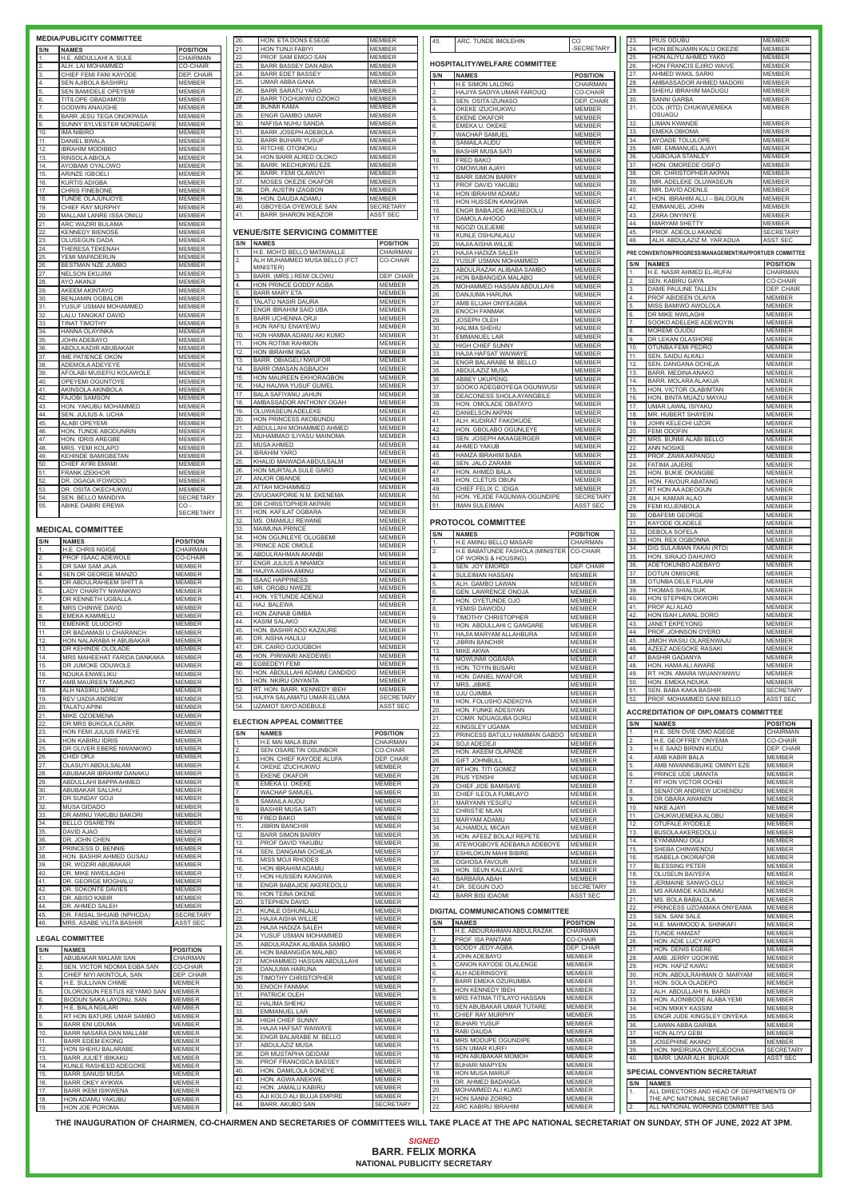## MEDIA/PUBLICITY COMMITTEE

| S/N | NAMES | POSITION |
|---|---|---|
| 1. | H.E. ABDULLAHI A. SULE | CHAIRMAN |
| 2. | ALH. LAI MOHAMMED | CO-CHAIR |
| 3. | CHIEF FEMI FANI KAYODE | DEP. CHAIR |
| 4. | SEN AJIBOLA BASHIRU | MEMBER |
| 5. | SEN BAMIDELE OPEYEMI | MEMBER |
| 6. | TITILOPE GBADAMOSI | MEMBER |
| 7. | GODWIN ANAUGHE | MEMBER |
| 8. | BARR JESU TEGA ONOKPASA | MEMBER |
| 9. | SUNNY SYLVESTER MONIEDAFE | MEMBER |
| 10. | IMA NIBIRO | MEMBER |
| 11. | DANIEL BWALA | MEMBER |
| 12. | IBRAHIM MODIBBO | MEMBER |
| 13. | RINSOLA ABIOLA | MEMBER |
| 14. | AYOBAMI OYALOWO | MEMBER |
| 15. | ARINZE IGBOELI | MEMBER |
| 16. | KURTIS ADIGBA | MEMBER |
| 17. | CHRIS FINEBONE | MEMBER |
| 18. | TUNDE OLAJUNJOYE | MEMBER |
| 19. | CHIEF RAY MURPHY | MEMBER |
| 20. | MALLAM LANRE ISSA ONILU | MEMBER |
| 21. | ARC WAZIRI BULAMA | MEMBER |
| 22. | KENNEDY BIENOSE | MEMBER |
| 23. | OLUSEGUN DADA | MEMBER |
| 24. | THERESA TEKENAH | MEMBER |
| 25. | YEMI MAPADERUN | MEMBER |
| 26. | BESTMAN NZE JUMBO | MEMBER |
| 27. | NELSON EKUJIMI | MEMBER |
| 28. | AYO AKANJI | MEMBER |
| 29. | AKEEM AKINTAYO | MEMBER |
| 30. | BENJAMIN OGBALOR | MEMBER |
| 31. | YUSUF USMAN MOHAMMED | MEMBER |
| 32. | LALU TANGKAT DAVID | MEMBER |
| 33. | TINAT TIMOTHY | MEMBER |
| 34. | HANNA OLAYINKA | MEMBER |
| 35. | JOHN ADEBAYO | MEMBER |
| 36. | ABDULKADIR ABUBAKAR | MEMBER |
| 37. | IME PATIENCE OKON | MEMBER |
| 38. | ADEMOLA ADEYEYE | MEMBER |
| 39. | AFOLABI MUSEFIU KOLAWOLE | MEMBER |
| 40. | OPEYEMI OGUNTOYE | MEMBER |
| 41. | AKINSOLA AKINBOLA | MEMBER |
| 42. | FAJOBI SAMSON | MEMBER |
| 43. | HON. YAKUBU MOHAMMED | MEMBER |
| 44. | SEN. JULIUS A. UCHA | MEMBER |
| 45. | ALABI OPEYEMI | MEMBER |
| 46. | HON. TUNDE ABODUNRIN | MEMBER |
| 47. | HON. IDRIS AREGBE | MEMBER |
| 48. | MRS. YEMI KOLAPO | MEMBER |
| 49. | KEHINDE BAMIGBETAN | MEMBER |
| 50. | CHIEF AYIRI EMAMI | MEMBER |
| 51. | FRANK IZEKHOR | MEMBER |
| 52. | DR. OGAGA IFOWODO | MEMBER |
| 53. | DR. OSITA OKECHUKWU | MEMBER |
| 54. | SEN. BELLO MANDIYA | SECRETARY |
| 55. | ABIKE DABIRI EREWA | CO - SECRETARY |

## MEDICAL COMMITTEE

| S/N | NAMES | POSITION |
|---|---|---|
| 1. | H.E. CHRIS NGIGE | CHAIRMAN |
| 2. | PROF ISAAC ADEWOLE | CO-CHAIR |
| 3. | DR SAM SAM JAJA | MEMBER |
| 4. | SEN DR GEORGE MANZO | MEMBER |
| 5. | DR ABDULRAHEEM SHITT A | MEMBER |
| 6. | LADY CHARITY NWANKWO | MEMBER |
| 7. | DR KENNETH UGBALLA | MEMBER |
| 8. | MRS CHINWE DAVID | MEMBER |
| 9. | EMEKA KAMMELU | MEMBER |
| 10. | EMENIKE ULUOCHO | MEMBER |
| 11. | DR BADAMASI U CHARANCH | MEMBER |
| 12. | HON NALARABA H ABUBAKAR | MEMBER |
| 13. | DR KEHINDE OLOLADE | MEMBER |
| 14. | MRS MAHEEHAT FARIDA DANKAKA | MEMBER |
| 15. | DR JUMOKE ODUWOLE | MEMBER |
| 16. | NDUKA ENWELIKU | MEMBER |
| 17. | AMB MAUREEN TAMUNO | MEMBER |
| 18. | ALH NASIRU DANU | MEMBER |
| 19. | REV UADIA ANDREW | MEMBER |
| 20. | TALATU APINI | MEMBER |
| 21. | MIKE OZOEMENA | MEMBER |
| 22. | DR MRS BUKOLA CLARK | MEMBER |
| 23. | HON FEMI JULIUS FAKEYE | MEMBER |
| 24. | HON KABIRU IDRIS | MEMBER |
| 25. | DR OLIVER EBERE NWANKWO | MEMBER |
| 26. | CHIDI ORJI | MEMBER |
| 27. | OLASUYI ABDULSALAM | MEMBER |
| 28. | ABUBAKAR IBRAHIM DANAKU | MEMBER |
| 29. | ABDULLAHI BAPPA AHMED | MEMBER |
| 30. | ABUBAKAR SALUHU | MEMBER |
| 31. | DR SUNDAY GOJI | MEMBER |
| 32. | MUSA GIDADO | MEMBER |
| 33. | DR AMINU YAKUBU BAKORI | MEMBER |
| 34. | BELLO OSARETIN | MEMBER |
| 35. | DAVID AJAO | MEMBER |
| 36. | DR. JOHN CHEN | MEMBER |
| 37. | PRINCESS O. BENNIE | MEMBER |
| 38. | HON. BASHIR AHMED GUSAU | MEMBER |
| 39. | DR. WOZIRI ABUBAKAR | MEMBER |
| 40. | DR. MIKE NWEILAGHI | MEMBER |
| 41. | DR. GEORGE MOGHALU | MEMBER |
| 42. | DR. SOKONTE DAVIES | MEMBER |
| 43. | DR. ABISO KABIR | MEMBER |
| 44. | DR. AHMED SALEH | MEMBER |
| 45. | DR. FAISAL SHUAIB (NPHCDA) | SECRETARY |
| 46. | MRS. ASABE VILITA BASHIR | ASST SEC |

## LEGAL COMMITTEE

| S/N | NAMES | POSITION |
|---|---|---|
| 1. | ABUBAKAR MALAMI SAN | CHAIRMAN |
| 2. | SEN. VICTOR NDOMA EGBA SAN | CO-CHAIR |
| 3. | CHIEF NIYI AKINTOLA, SAN | DEP. CHAIR |
| 4. | H.E. SULLIVAN CHIME | MEMBER |
| 5. | OLOROGUN FESTUS KEYAMO SAN | MEMBER |
| 6. | BIODUN SAKA LAYONU, SAN | MEMBER |
| 7. | H.E. BALA NGILARI | MEMBER |
| 8. | RT HON BATURE UMAR SAMBO | MEMBER |
| 9. | BARR ENI UDUMA | MEMBER |
| 10. | BARR NASARA DAN MALLAM | MEMBER |
| 11. | BARR EDEM EKONG | MEMBER |
| 12. | HON SHEHU BALARABE | MEMBER |
| 13. | BARR JULIET IBIKAKU | MEMBER |
| 14. | KUNLE RASHEED ADEGOKE | MEMBER |
| 15. | BARR SANUSI MUSA | MEMBER |
| 16. | BARR OKEY AYIKWA | MEMBER |
| 17. | BARR IKEM ISIKWENA | MEMBER |
| 18. | HON ADAMU YAKUBU | MEMBER |
| 19. | HON JOE POROMA | MEMBER |
| 20. | HON. ETA DONS ESEGE | MEMBER |
| 21. | HON TUNJI FABIYI | MEMBER |
| 22. | PROF SAM EMGO SAN | MEMBER |
| 23. | BARR BASSEY DAN ABIA | MEMBER |
| 24. | BARR EDET BASSEY | MEMBER |
| 25. | UMAR ABBA GANA | MEMBER |
| 26. | BARR SARATU YARO | MEMBER |
| 27. | BARR TOCHUKWU OZIOKO | MEMBER |
| 28. | BUNMI KAMA | MEMBER |
| 29. | ENGR GAMBO UMAR | MEMBER |
| 30. | NAFISA NUHU SANDA | MEMBER |
| 31. | BARR JOSEPH ADEBOLA | MEMBER |
| 32. | BARR BUHARI YUSUF | MEMBER |
| 33. | RITCHIE OTONOKU | MEMBER |
| 34. | HON BARR ALRED OLOKO | MEMBER |
| 35. | BARR. IKECHUKWU EZE | MEMBER |
| 36. | BARR. FEMI OLAWUYI | MEMBER |
| 37. | MOSES OKEZIE OKAFOR | MEMBER |
| 38. | DR. AUSTIN IZAGBON | MEMBER |
| 39. | HON. DAUDA ADAMU | MEMBER |
| 40. | GBOYEGA OYEWOLE SAN | SECRETARY |
| 41. | BARR SHARON IKEAZOR | ASST SEC |

## VENUE/SITE SERVICING COMMITTEE

| S/N | NAMES | POSITION |
|---|---|---|
| 1. | H.E. MOH'D BELLO MATAWALLE | CHAIRMAN |
| 2. | ALH MUHAMMED MUSA BELLO (FCT MINISTER) | CO-CHAIR |
| 3. | BARR. (MRS.) REMI OLOWU | DEP. CHAIR |
| 4. | HON PRINCE GODDY AGBA | MEMBER |
| 5. | BARR MARY ETA | MEMBER |
| 6. | TALATU NASIR DAURA | MEMBER |
| 7. | ENGR IBRAHIM SAID UBA | MEMBER |
| 8. | BARR UCHENNA ORJI | MEMBER |
| 9. | HON RAFIU ENIAYEWU | MEMBER |
| 10. | HON HAMMA ADAMU AKI KUMO | MEMBER |
| 11. | HON ROTIMI RAHMON | MEMBER |
| 12. | HON IBRAHIM INGA | MEMBER |
| 13. | BARR. OBIAGELI NWUFOR | MEMBER |
| 14. | BARR OMASAN AGBAJOH | MEMBER |
| 15. | HON MAUREEN EKHORAGBON | MEMBER |
| 16. | HAJ HAUWA YUSUF GUMEL | MEMBER |
| 17. | BALA SAFIYANU JAHUN | MEMBER |
| 18. | AMBASSADOR ANTHONY OGAH | MEMBER |
| 19. | OLUWASEUN ADELEKE | MEMBER |
| 20. | HON PRINCESS AKOBUNDU | MEMBER |
| 21. | ABDULLAHI MOHAMMED AHMED | MEMBER |
| 22. | MUHAMMAD ILIYASU MAINOMA | MEMBER |
| 23. | MUSA AHMED | MEMBER |
| 24. | IBRAHIM YARO | MEMBER |
| 25. | KHALID MAIWADA ABDULSALM | MEMBER |
| 26. | HON MURTALA SULE GARO | MEMBER |
| 27. | ANJOR OBANDE | MEMBER |
| 28. | ATTAH MOHAMMED | MEMBER |
| 29. | OVUOAKPORIE N.M. EKENEMA | MEMBER |
| 30. | DR CHRISTOPHER AKPARI | MEMBER |
| 31. | HON. KAFILAT OGBARA | MEMBER |
| 32. | MS. OMAMULI REWANE | MEMBER |
| 33. | MAIMUNA PRINCE | MEMBER |
| 34. | HON OGUNLEYE OLUGBEMI | MEMBER |
| 35. | PRINCE ADE OMOLE | MEMBER |
| 36. | ABDULRAHMAN AKANBI | MEMBER |
| 37. | ENGR JULIUS A NNAMDI | MEMBER |
| 38. | HAJIYA AISHA AMINU | MEMBER |
| 39. | ISAAC HAPPINESS | MEMBER |
| 40. | MR. ORGBU NWEZE | MEMBER |
| 41. | HON. YETUNDE ADENIJI | MEMBER |
| 42. | HAJ. BALEWA | MEMBER |
| 43. | HON ZAINAB GIMBA | MEMBER |
| 44. | KASIM SALAKO | MEMBER |
| 45. | HON. BASHIR ADO KAZAURE | MEMBER |
| 46. | DR. AISHA HALILU | MEMBER |
| 47. | DR. CAIRO OJOUGBOH | MEMBER |
| 48. | HON. PIRIWARI AKEDEWEI | MEMBER |
| 49. | EGBEDEYI FEMI | MEMBER |
| 50. | HON. ABDULLAHI ADAMU CANDIDO | MEMBER |
| 51. | HON. NKIRU ONYANTA | MEMBER |
| 52. | RT. HON. BARR. KENNEDY IBEH | MEMBER |
| 53. | HAJIYA SALAMATU UMAR-ELUMA | SECRETARY |
| 54. | UZAMOT SAYO ADEBULE | ASST SEC |

## ELECTION APPEAL COMMITTEE

| S/N | NAMES | POSITION |
|---|---|---|
| 1. | H.E MAI MALA BUNI | CHAIRMAN |
| 2. | SEN OSARETIN OSUNBOR | CO-CHAIR |
| 3. | HON. CHIEF KAYODE ALUFA | DEP. CHAIR |
| 4. | OKEKE IZUCHUKWU | MEMBER |
| 5. | EKENE OKAFOR | MEMBER |
| 6. | EMEKA U. OKEKE | MEMBER |
| 7. | WACHAP SAMUEL | MEMBER |
| 8. | SAMAILA AUDU | MEMBER |
| 9. | BASHIR MUSA SATI | MEMBER |
| 10. | FRED BAKO | MEMBER |
| 11. | JIBRIN BANCHIR | MEMBER |
| 12. | BARR SIMON BARRY | MEMBER |
| 13. | PROF DAVID YAKUBU | MEMBER |
| 14. | SEN. DANGANA OCHEJA | MEMBER |
| 15. | MISS MOJI RHODES | MEMBER |
| 16. | HON IBRAHIM ADAMU | MEMBER |
| 17. | HON HUSSEIN KANGIWA | MEMBER |
| 18. | ENGR BABAJIDE AKEREDOLU | MEMBER |
| 19. | HON TEINA OKENE | MEMBER |
| 20. | STEPHEN DAVID | MEMBER |
| 21. | KUNLE OSHUNLALU | MEMBER |
| 22. | HAJIA AISHA WILLIE | MEMBER |
| 23. | HAJIA HADIZA SALEH | MEMBER |
| 24. | YUSUF USMAN MOHAMMED | MEMBER |
| 25. | ABDULRAZAK ALIBABA SAMBO | MEMBER |
| 26. | HON BABANGIDA MALABO | MEMBER |
| 27. | MOHAMMED HASSAN ABDULLAHI | MEMBER |
| 28. | DANJUMA HARUNA | MEMBER |
| 29. | TIMOTHY CHRISTOPHER | MEMBER |
| 30. | ENOCH FANMAK | MEMBER |
| 31. | PATRICK OLEH | MEMBER |
| 32. | HALIMA SHEHU | MEMBER |
| 33. | EMMANUEL LAR | MEMBER |
| 34. | HIGH CHIEF SUNNY | MEMBER |
| 35. | HAJIA HAFSAT WAIWAYE | MEMBER |
| 36. | ENGR BALARABE M. BELLO | MEMBER |
| 37. | ABDULAZIZ MUSA | MEMBER |
| 38. | DR MUSTAPHA GEIDAM | MEMBER |
| 39. | PROF FRANCISCA BASSEY | MEMBER |
| 40. | HON. DAMILOLA SONEYE | MEMBER |
| 41. | HON. AGWA ANEKWE | MEMBER |
| 42. | HON. JAMALU KABIRU | MEMBER |
| 43. | AJI KOLO ALI BUJJA EMPIRE | MEMBER |
| 44. | BARR. AKUBO SAN | SECRETARY |
| 45. | ARC. TUNDE IMOLEHIN | CO -SECRETARY |

## HOSPITALITY/WELFARE COMMITTEE

| S/N | NAMES | POSITION |
|---|---|---|
| 1. | H.E SIMON LALONG | CHAIRMAN |
| 2. | HAJIYA SADIYA UMAR FAROUQ | CO-CHAIR |
| 3. | SEN. OSITA IZUNASO | DEP. CHAIR |
| 4. | OKEKE IZUCHUKWU | MEMBER |
| 5. | EKENE OKAFOR | MEMBER |
| 6. | EMEKA U. OKEKE | MEMBER |
| 7. | WACHAP SAMUEL | MEMBER |
| 8. | SAMAILA AUDU | MEMBER |
| 9. | BASHIR MUSA SATI | MEMBER |
| 10. | FRED BAKO | MEMBER |
| 11. | OMOWUMI AJAYI | MEMBER |
| 12. | BARR SIMON BARRY | MEMBER |
| 13. | PROF DAVID YAKUBU | MEMBER |
| 14. | HON IBRAHIM ADAMU | MEMBER |
| 15. | HON HUSSEIN KANGIWA | MEMBER |
| 16. | ENGR BABAJIDE AKEREDOLU | MEMBER |
| 17. | DAMOLA AHOGO | MEMBER |
| 18. | NGOZI OLEJEME | MEMBER |
| 19. | KUNLE OSHUNLALU | MEMBER |
| 20. | HAJIA AISHA WILLIE | MEMBER |
| 21. | HAJIA HADIZA SALEH | MEMBER |
| 22. | YUSUF USMAN MOHAMMED | MEMBER |
| 23. | ABDULRAZAK ALIBABA SAMBO | MEMBER |
| 24. | HON BABANGIDA MALABO | MEMBER |
| 25. | MOHAMMED HASSAN ABDULLAHI | MEMBER |
| 26. | DANJUMA HARUNA | MEMBER |
| 27. | AMB ELIJAH ONYEAGBA | MEMBER |
| 28. | ENOCH FANMAK | MEMBER |
| 29. | JOSEPH OLEH | MEMBER |
| 30. | HALIMA SHEHU | MEMBER |
| 31. | EMMANUEL LAR | MEMBER |
| 32. | HIGH CHIEF SUNNY | MEMBER |
| 33. | HAJIA HAFSAT WAIWAYE | MEMBER |
| 34. | ENGR BALARABE M. BELLO | MEMBER |
| 35. | ABDULAZIZ MUSA | MEMBER |
| 36. | ABBEY UKUPENG | MEMBER |
| 37. | SOOKO ADEGBOYEGA OGUNWUSI | MEMBER |
| 38. | DEACONESS SHOLA AYANGBILE | MEMBER |
| 39. | HON. OMOLADE OBATAYO | MEMBER |
| 40. | DANIELSON AKPAN | MEMBER |
| 41. | ALH. KUDIRAT FAKOKUDE | MEMBER |
| 42. | HON. GBOLABO OGUNLEYE | MEMBER |
| 43. | SEN. JOSEPH AKAAGERGER | MEMBER |
| 44. | AHMED YAKUB | MEMBER |
| 45. | HAMZA IBRAHIM BABA | MEMBER |
| 46. | SEN. JALO ZARAMI | MEMBER |
| 47. | HON. AHMED BALA | MEMBER |
| 48. | HON. CLETUS OBUN | MEMBER |
| 49. | CHIEF FELIX C. IDIGA | MEMBER |
| 50. | HON. YEJIDE FAGUNWA-OGUNDIPE | SECRETARY |
| 51. | IMAN SULEIMAN | ASST SEC |

## PROTOCOL COMMITTEE

| S/N | NAMES | POSITION |
|---|---|---|
| 1. | H.E AMINU BELLO MASARI | CHAIRMAN |
| 2. | H.E BABATUNDE FASHOLA (MINISTER OF WORKS & HOUSING) | CO-CHAIR |
| 3. | SEN. JOY EMORDI | DEP. CHAIR |
| 4. | SULEIMAN HASSAN | MEMBER |
| 5. | ALH. GAMBO LAWAN | MEMBER |
| 6. | GEN. LAWRENCE ONOJA | MEMBER |
| 7. | HON. OYETUNDE OJO | MEMBER |
| 8. | YEMISI DAWODU | MEMBER |
| 9. | TIMOTHY CHRISTOPHER | MEMBER |
| 10. | HON. ABDULLAHI C GANGARE | MEMBER |
| 11. | HAJIA MARYAM ALLAHBURA | MEMBER |
| 12. | JIBRIN BANCHIR | MEMBER |
| 13. | MIKE AKWA | MEMBER |
| 14. | MOWUNMI OGBARA | MEMBER |
| 15. | HON. TOYIN BUSARI | MEMBER |
| 16. | HON. DANIEL NWAFOR | MEMBER |
| 17. | MRS. JIBIKE | MEMBER |
| 18. | UJU OJIMBA | MEMBER |
| 19. | HON. FOLUSHO ADEKOYA | MEMBER |
| 20. | HON. FUNKE ADESIYAN | MEMBER |
| 21. | COMR. NDUAGUBA GURU | MEMBER |
| 22. | KINGSLEY UGAMA | MEMBER |
| 23. | PRINCESS BATULU HAMMAN GABDO | MEMBER |
| 24. | SOJI ADEDEJI | MEMBER |
| 25. | HON. AKEEM OLAPADE | MEMBER |
| 26. | GIFT JOHNBULL | MEMBER |
| 27. | RT.HON. TITI GOMEZ | MEMBER |
| 28. | PIUS YENSHI | MEMBER |
| 29. | CHIEF JIDE BAMISAYE | MEMBER |
| 30. | CHIEF ILEOLA FUMILAYO | MEMBER |
| 31. | MARYANN YESUFU | MEMBER |
| 32. | CHRISTIE MLAN | MEMBER |
| 33. | MARYAM ADAMU | MEMBER |
| 34. | ALHAMDUL MICAH | MEMBER |
| 35. | HON. AFEEZ BOLAJI REPETE | MEMBER |
| 36. | ATEWOGBOYE ADEBANJI ADEBOYE | MEMBER |
| 37. | ESHILOKUN MAHI BIBIRE | MEMBER |
| 38. | OGHOSA FAVOUR | MEMBER |
| 39. | HON. SEUN KALEJAIYE | MEMBER |
| 40. | BARBARA ABAH | MEMBER |
| 41. | DR. SEGUN OJO | SECRETARY |
| 42. | BARR BISI IDAOMI | ASST SEC |

## DIGITAL COMMUNICATIONS COMMITTEE

| S/N | NAMES | POSITION |
|---|---|---|
| 1. | H.E. ABDURAHMAN ABDULRAZAK | CHAIRMAN |
| 2. | PROF. ISA PANTAMI | CO-CHAIR |
| 3. | GODDY JEDY-AGBA | DEP. CHAIR |
| 4. | JOHN ADEBAYO | MEMBER |
| 5. | CANON KAYODE OLALENGE | MEMBER |
| 6. | ALH ADERINSOYE | MEMBER |
| 7. | BARR EMEKA OZURUMBA | MEMBER |
| 8. | HON KENNEDY IBEH | MEMBER |
| 9. | MRS FATIMA TITILAYO HASSAN | MEMBER |
| 10. | SEN ABUBAKAR UMAR TUTARE | MEMBER |
| 11. | CHIEF RAY MURPHY | MEMBER |
| 12. | BUHARI YUSUF | MEMBER |
| 13. | RABI DAUDA | MEMBER |
| 14. | MRS MODUPE OGUNDIPE | MEMBER |
| 15. | SEN UMAR KURFI | MEMBER |
| 16. | HON ABUBAKAR MOMOH | MEMBER |
| 17. | BUHARI MIAPYEN | MEMBER |
| 18. | HON MUSA MARUF | MEMBER |
| 19. | DR. AHMED BADANGA | MEMBER |
| 20. | MOHAMMED ALI KUMO | MEMBER |
| 21. | HON SANNI ZORRO | MEMBER |
| 22. | ARC KABIRU IBRAHIM | MEMBER |
| 23. | PIUS ODUBU | MEMBER |
| 24. | HON BENJAMIN KALU OKEZIE | MEMBER |
| 25. | HON FRANCIS EJIRO WAIVE | MEMBER |
| 26. | HON ALIYU AHMED YAKO | MEMBER |
| 27. | AHMED WAKIL SARKI | MEMBER |
| 28. | AMBASSADOR AHMED MADORI | MEMBER |
| 29. | SHEHU IBRAHIM MADUGU | MEMBER |
| 30. | SANNI GARBA | MEMBER |
| 31. | COL (RTD) CHUKWUEMEKA OSUAGU | MEMBER |
| 32. | LIMAN KWANDE | MEMBER |
| 33. | EMEKA OBIOMA | MEMBER |
| 34. | AYOADE TOLULOPE | MEMBER |
| 35. | MR. EMMANUEL AJAYI | MEMBER |
| 36. | UGBOAJA STANLEY | MEMBER |
| 37. | HON. OMOREDE OSIFO | MEMBER |
| 38. | DR. CHRISTOPHER AKPAN | MEMBER |
| 39. | MR. ADELEKE OLUWASEUN | MEMBER |
| 40. | MR. DAVID ADENLE | MEMBER |
| 41. | HON. IBRAHIM ALLI – BALOGUN | MEMBER |
| 42. | EMMANUEL JOHN | MEMBER |
| 43. | ZARA ONYINYE | MEMBER |
| 44. | MARYAM SHETTY | MEMBER |
| 45. | PROF. ADEOLU AKANDE | SECRETARY |
| 46. | ALH. ABDULAZIZ M. YAR'ADUA | ASST SEC |

## PRE CONVENTION/PROGRESS/MANAGEMENT/RAPPORTUER COMMITTEE

| S/N | NAMES | POSITION |
|---|---|---|
| 1. | H.E. NASIR AHMED EL-RUFAI | CHAIRMAN |
| 2. | SEN. KABIRU GAYA | CO-CHAIR |
| 3. | DAME PAULINE TALLEN | DEP. CHAIR |
| 4. | PROF ABIDEEN OLAIYA | MEMBER |
| 5. | MISS BAMIWO AWOLOLA | MEMBER |
| 6. | DR MIKE NWILAGHI | MEMBER |
| 7. | SOOKO ADELEKE ADEWOYIN | MEMBER |
| 8. | MOREMI OJUDU | MEMBER |
| 9. | DR LEKAN OLASHORE | MEMBER |
| 10. | OTUNBA FEMI PEDRO | MEMBER |
| 11. | SEN. SAIDU ALKALI | MEMBER |
| 12. | SEN. DANGANA OCHEJA | MEMBER |
| 13. | BARR. MEDINA ANAKO | MEMBER |
| 14. | BARR. MOLARA ALAKIJA | MEMBER |
| 15. | HON. VICTOR OLABIMTAN | MEMBER |
| 16. | HON. BINTA MUAZU MAYAU | MEMBER |
| 17. | UMAR LAWAL ISIYAKU | MEMBER |
| 18. | MR. HUBERT SHAYEIN | MEMBER |
| 19. | JOHN KELECHI UZOR | MEMBER |
| 20. | FEMI ODOFIN | MEMBER |
| 21. | MRS. BUNMI ALABI BELLO | MEMBER |
| 22. | ANN NOSIKE | MEMBER |
| 23. | PROF. ZAWA AKPANGU | MEMBER |
| 24. | FATIMA JAJERE | MEMBER |
| 25. | HON. BUKIE OKANGBE | MEMBER |
| 26. | HON. FAVOUR ABATANG | MEMBER |
| 27. | RT HON AA ADEOGUN | MEMBER |
| 28. | ALH. KAMAR ALAO | MEMBER |
| 29. | FEMI KUJENBOLA | MEMBER |
| 30. | OBAFEMI GEORGE | MEMBER |
| 31. | KAYODE OLADELE | MEMBER |
| 32. | DEBOLA SOFELA | MEMBER |
| 33. | HON. REX OGBONNA | MEMBER |
| 34. | DIG SULAIMAN FAKAI (RTD) | MEMBER |
| 35. | HON. SIRAJO DAHUWO | MEMBER |
| 36. | ADETOKUNBO ADEBAYO | MEMBER |
| 37. | DOTUN OMISORE | MEMBER |
| 38. | OTUNBA DELE FULANI | MEMBER |
| 39. | THOMAS SHIALSUK | MEMBER |
| 40. | HON STEPHEN OKWORI | MEMBER |
| 41. | PROF ALI ALAO | MEMBER |
| 42. | HON ISAH LAWAL DORO | MEMBER |
| 43. | JANET EKPEYONG | MEMBER |
| 44. | PROF. JOHNSON OYERO | MEMBER |
| 45. | JIMOH WASIU OLARENWAJU | MEMBER |
| 46. | AZEEZ ADEGOKE RASAKI | MEMBER |
| 47. | BASHIR GADANYA | MEMBER |
| 48. | HON. HAMA ALI AWARE | MEMBER |
| 49. | RT. HON. AMARA IWUANYANWU | MEMBER |
| 50. | HON. EMEKA NDUKA | MEMBER |
| 51. | SEN. BABA KAKA BASHIR | SECRETARY |
| 52. | PROF. MOHAMMED SANI BELLO | ASST SEC |

## ACCREDITATION OF DIPLOMATS COMMITTEE

| S/N | NAMES | POSITION |
|---|---|---|
| 1. | H.E. SEN OVIE OMO AGEGE | CHAIRMAN |
| 2. | H.E. GEOFFREY ONYEMA | CO-CHAIR |
| 3. | H.E SAAD BIRNIN KUDU | DEP. CHAIR |
| 4. | AMB KABIR BALA | MEMBER |
| 5. | AMB NWANNEBUIKE OMINYI EZE | MEMBER |
| 6. | PRINCE UDE UMANTA | MEMBER |
| 7. | RT HON VICTOR OCHEI | MEMBER |
| 8. | SENATOR ANDREW UCHENDU | MEMBER |
| 9. | DR GBARA AWANEN | MEMBER |
| 10. | NIKE AJAYI | MEMBER |
| 11. | CHUKWUEMEKA ALOBU | MEMBER |
| 12. | OTUFALE AYODELE | MEMBER |
| 13. | BUSOLA AKEREDOLU | MEMBER |
| 14. | EYANMANU OGLI | MEMBER |
| 15. | SHEBA CHINWENDU | MEMBER |
| 16. | ISABELA OKORAFOR | MEMBER |
| 17. | BLESSING PETER | MEMBER |
| 18. | OLUSEUN BAIYEFA | MEMBER |
| 19. | JERMAINE SANWO-OLU | MEMBER |
| 20. | MS ARAMIDE KASUNMU | MEMBER |
| 21. | MS. BOLA BABALOLA | MEMBER |
| 22. | PRINCESS UZOAMAKA ONYEAMA | MEMBER |
| 23. | SEN. SANI SALE | MEMBER |
| 24. | H.E. MAHMOOD A. SHINKAFI | MEMBER |
| 25. | TUNDE HAMZAT | MEMBER |
| 26. | HON. ADIE LUCY AKPO | MEMBER |
| 27. | HON. DENIS EGERE | MEMBER |
| 28. | AMB. JERRY UGOKWE | MEMBER |
| 29. | HON. HAFIZ KAWU | MEMBER |
| 30. | HON. ABDULRAHMAN O. MARYAM | MEMBER |
| 31. | HON. SOLA OLADEPO | MEMBER |
| 32. | ALH. ABDULLAHI N. BARDI | MEMBER |
| 33. | HON. AJONIBODE ALABA YEMI | MEMBER |
| 34. | HON MIKKY KASSIM | MEMBER |
| 35. | ENGR JUDE KINGSLEY ONYEKA | MEMBER |
| 36. | LAWAN ABBA GARIBA | MEMBER |
| 37. | HON ALIYU GEBI | MEMBER |
| 38. | JOSEPHINE AKANO | MEMBER |
| 39. | HON. NKEIRUKA ONYEJEOCHA | SECRETARY |
| 40. | BARR. UMAR ALH. BUKAR | ASST SEC |

## SPECIAL CONVENTION SECRETARIAT

| S/N | NAMES |
|---|---|
| 1. | ALL DIRECTORS AND HEAD OF DEPARTMENTS OF THE APC NATIONAL SECRETARIAT |
| 2. | ALL NATIONAL WORKING COMMITTEE SAS |

**THE INAUGURATION OF CHAIRMEN, CO-CHAIRMEN AND SECRETARIES OF COMMITTEES WILL TAKE PLACE AT THE APC NATIONAL SECRETARIAT ON SUNDAY, 5TH OF JUNE, 2022 AT 3PM.**

*SIGNED*

**BARR. FELIX MORKA**

**NATIONAL PUBLICITY SECRETARY**